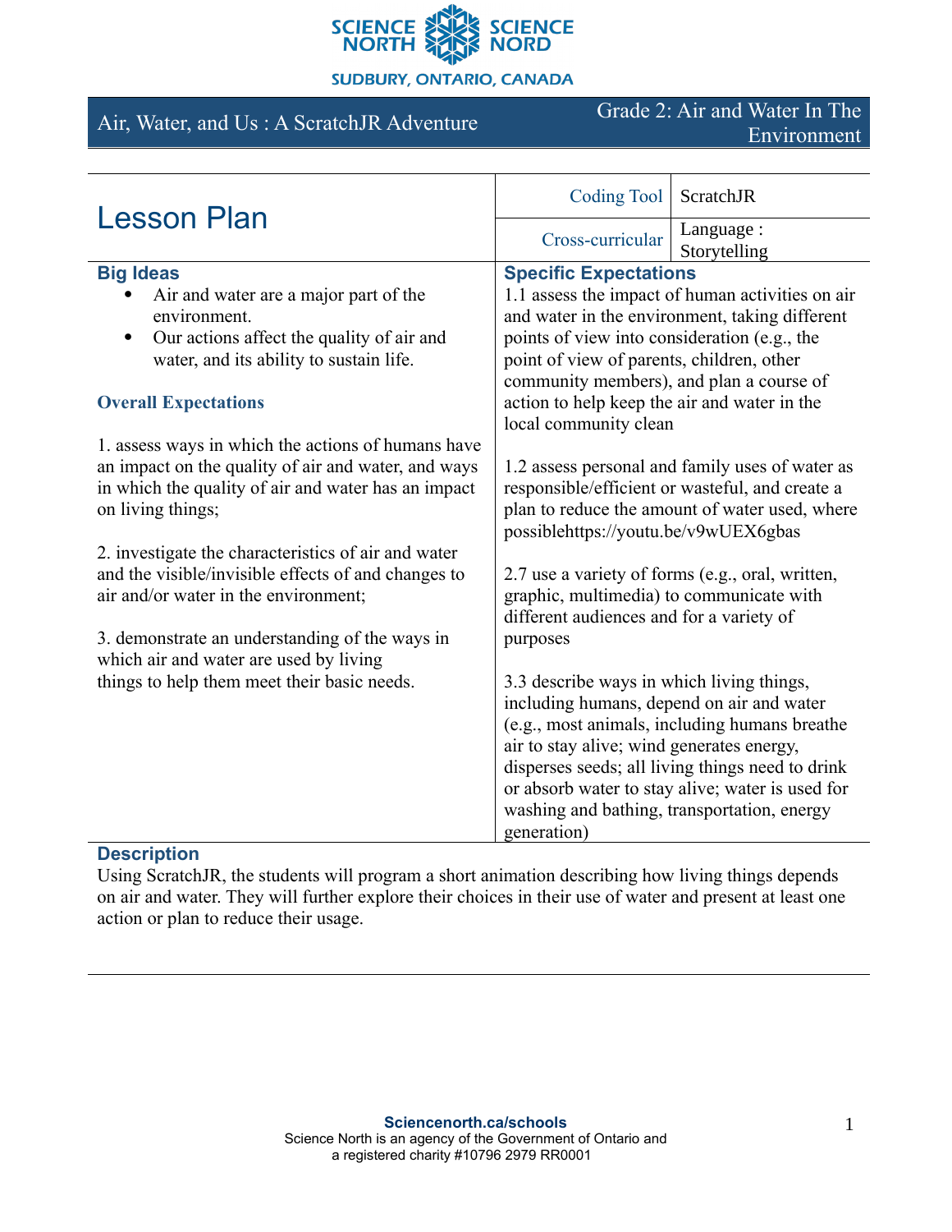SCIENCE NORTH SCIENCE NORD

SUDBURY, ONTARIO, CANADA

Air, Water, and Us : A ScratchJR Adventure — Grade 2: Air and Water In The Environment

# Lesson Plan

| Coding Tool | ScratchJR |
| --- | --- |
| Cross-curricular | Language : Storytelling |

## Big Ideas

- Air and water are a major part of the environment.
- Our actions affect the quality of air and water, and its ability to sustain life.

## Overall Expectations

1. assess ways in which the actions of humans have an impact on the quality of air and water, and ways in which the quality of air and water has an impact on living things;

2. investigate the characteristics of air and water and the visible/invisible effects of and changes to air and/or water in the environment;

3. demonstrate an understanding of the ways in which air and water are used by living things to help them meet their basic needs.

## Specific Expectations

1.1 assess the impact of human activities on air and water in the environment, taking different points of view into consideration (e.g., the point of view of parents, children, other community members), and plan a course of action to help keep the air and water in the local community clean

1.2 assess personal and family uses of water as responsible/efficient or wasteful, and create a plan to reduce the amount of water used, where possiblehttps://youtu.be/v9wUEX6gbas

2.7 use a variety of forms (e.g., oral, written, graphic, multimedia) to communicate with different audiences and for a variety of purposes

3.3 describe ways in which living things, including humans, depend on air and water (e.g., most animals, including humans breathe air to stay alive; wind generates energy, disperses seeds; all living things need to drink or absorb water to stay alive; water is used for washing and bathing, transportation, energy generation)

## Description

Using ScratchJR, the students will program a short animation describing how living things depends on air and water. They will further explore their choices in their use of water and present at least one action or plan to reduce their usage.

**Sciencenorth.ca/schools**
Science North is an agency of the Government of Ontario and a registered charity #10796 2979 RR0001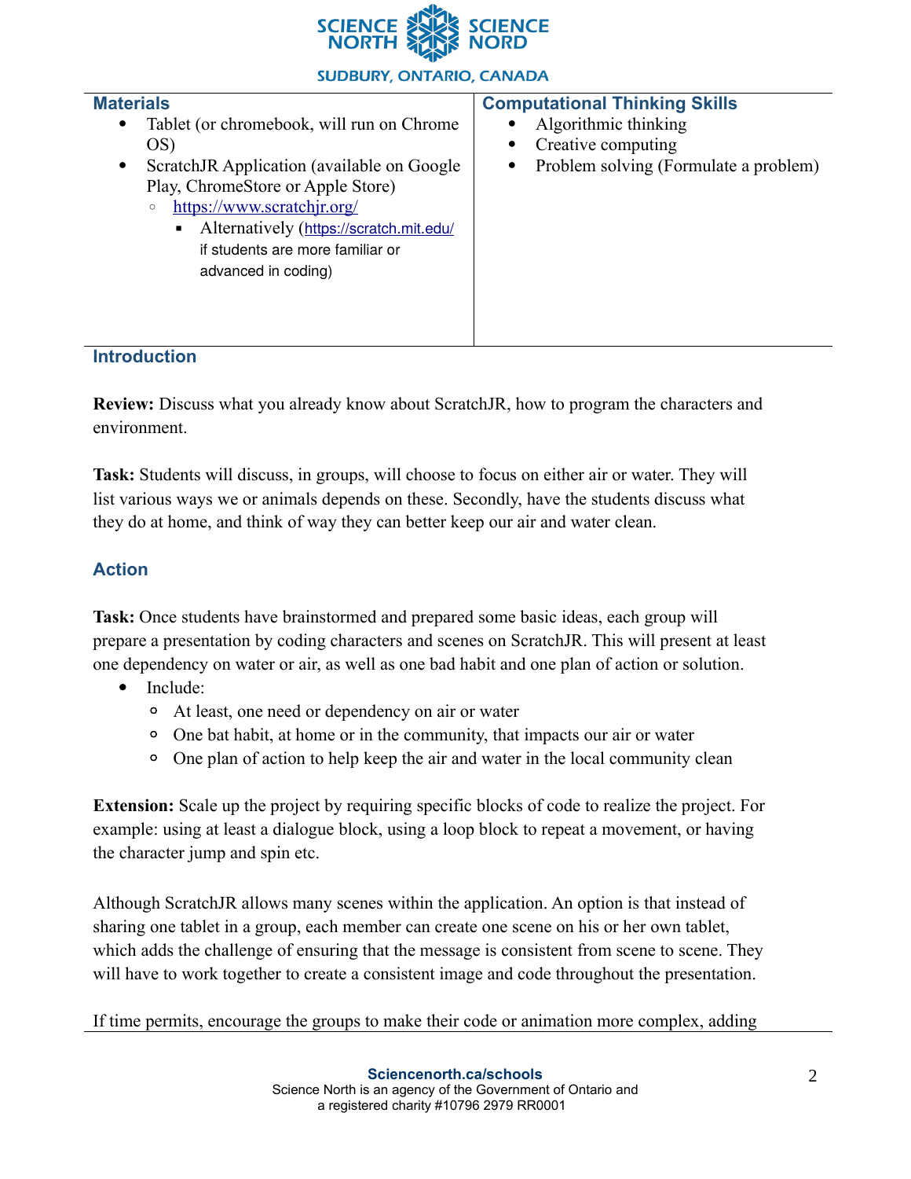| Materials | Computational Thinking Skills |
|---|---|
| • Tablet (or chromebook, will run on Chrome OS)<br>• ScratchJR Application (available on Google Play, ChromeStore or Apple Store)<br>　◦ https://www.scratchjr.org/<br>　　▪ Alternatively (https://scratch.mit.edu/ if students are more familiar or advanced in coding) | • Algorithmic thinking<br>• Creative computing<br>• Problem solving (Formulate a problem) |

## Introduction

**Review:** Discuss what you already know about ScratchJR, how to program the characters and environment.

**Task:** Students will discuss, in groups, will choose to focus on either air or water. They will list various ways we or animals depends on these. Secondly, have the students discuss what they do at home, and think of way they can better keep our air and water clean.

## Action

**Task:** Once students have brainstormed and prepared some basic ideas, each group will prepare a presentation by coding characters and scenes on ScratchJR. This will present at least one dependency on water or air, as well as one bad habit and one plan of action or solution.

- Include:
  - At least, one need or dependency on air or water
  - One bat habit, at home or in the community, that impacts our air or water
  - One plan of action to help keep the air and water in the local community clean

**Extension:** Scale up the project by requiring specific blocks of code to realize the project. For example: using at least a dialogue block, using a loop block to repeat a movement, or having the character jump and spin etc.

Although ScratchJR allows many scenes within the application. An option is that instead of sharing one tablet in a group, each member can create one scene on his or her own tablet, which adds the challenge of ensuring that the message is consistent from scene to scene. They will have to work together to create a consistent image and code throughout the presentation.

If time permits, encourage the groups to make their code or animation more complex, adding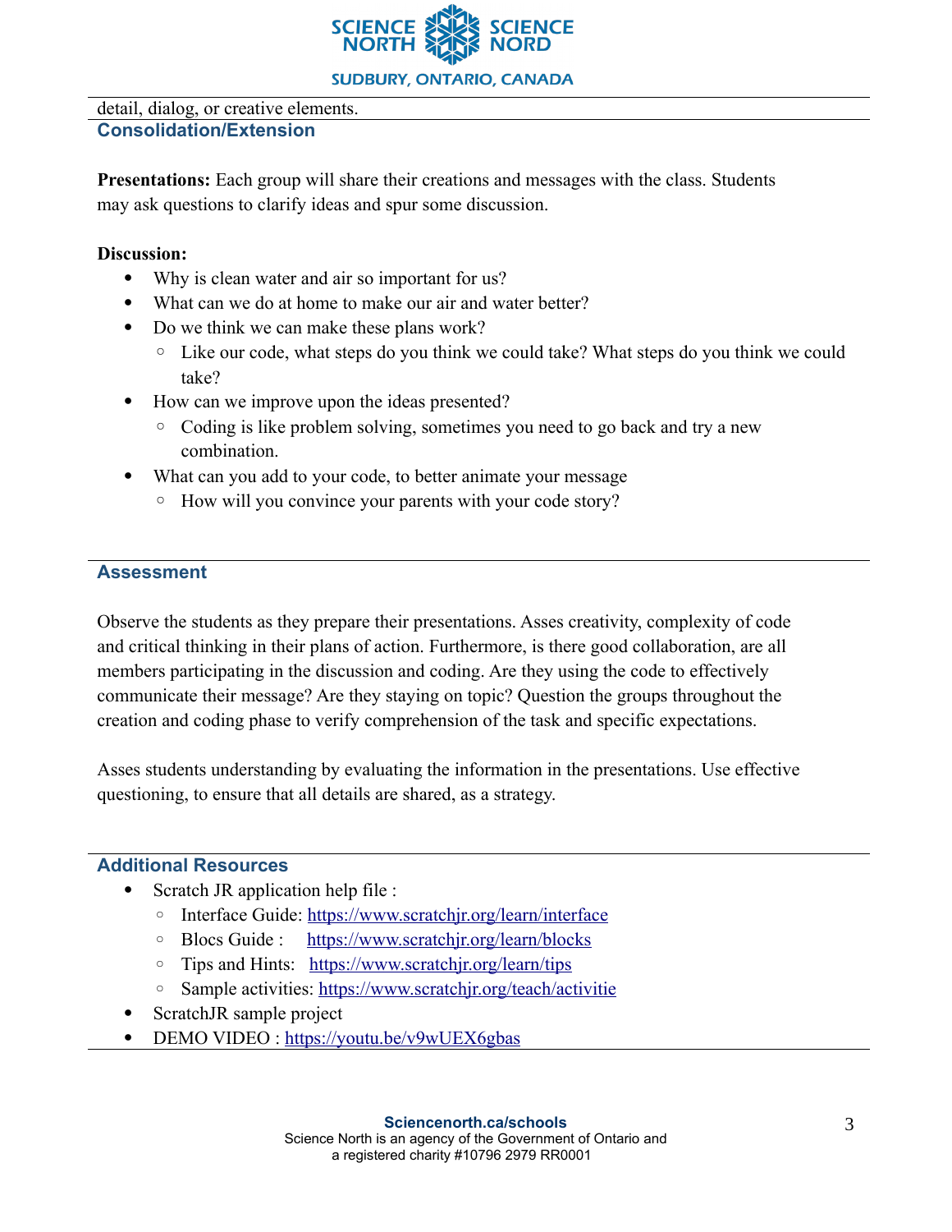detail, dialog, or creative elements.

## Consolidation/Extension

**Presentations:** Each group will share their creations and messages with the class. Students may ask questions to clarify ideas and spur some discussion.

**Discussion:**

- Why is clean water and air so important for us?
- What can we do at home to make our air and water better?
- Do we think we can make these plans work?
  - Like our code, what steps do you think we could take? What steps do you think we could take?
- How can we improve upon the ideas presented?
  - Coding is like problem solving, sometimes you need to go back and try a new combination.
- What can you add to your code, to better animate your message
  - How will you convince your parents with your code story?

## Assessment

Observe the students as they prepare their presentations. Asses creativity, complexity of code and critical thinking in their plans of action. Furthermore, is there good collaboration, are all members participating in the discussion and coding. Are they using the code to effectively communicate their message? Are they staying on topic? Question the groups throughout the creation and coding phase to verify comprehension of the task and specific expectations.

Asses students understanding by evaluating the information in the presentations. Use effective questioning, to ensure that all details are shared, as a strategy.

## Additional Resources

- Scratch JR application help file :
  - Interface Guide: https://www.scratchjr.org/learn/interface
  - Blocs Guide : https://www.scratchjr.org/learn/blocks
  - Tips and Hints: https://www.scratchjr.org/learn/tips
  - Sample activities: https://www.scratchjr.org/teach/activitie
- ScratchJR sample project
- DEMO VIDEO : https://youtu.be/v9wUEX6gbas